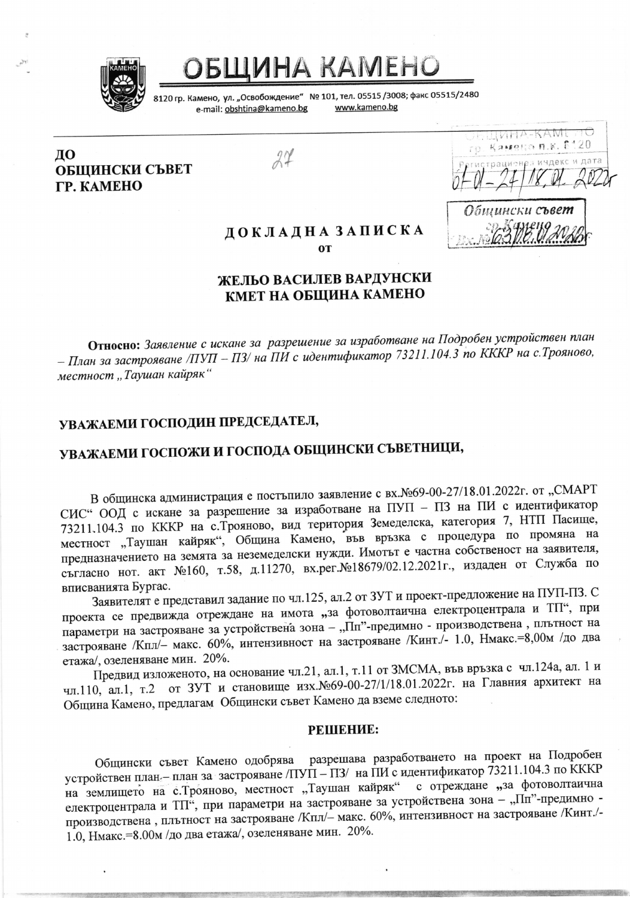# ОБЩИНА КАМЕНО

8120 гр. Камено, ул. „Освобождение" № 101, тел. 05515 /3008; факс 05515/2480
e-mail: obshtina@kameno.bg www.kameno.bg

**ДО**
**ОБЩИНСКИ СЪВЕТ**
**ГР. КАМЕНО**

27

ОБЩИНА КАМЕНО
гр. Камено п.к. 8120
Регистрационен индекс и дата
01-01-27/18.01.2022г

Общински съвет
гр. Камено
Вх.№ 63/18.01.2022г

**Д О К Л А Д Н А  З А П И С К А**
**от**

**ЖЕЛЬО ВАСИЛЕВ ВАРДУНСКИ**
**КМЕТ НА ОБЩИНА КАМЕНО**

**Относно:** *Заявление с искане за разрешение за изработване на Подробен устройствен план – План за застрояване /ПУП – ПЗ/ на ПИ с идентификатор 73211.104.3 по КККР на с.Трояново, местност „Таушан кайряк"*

**УВАЖАЕМИ ГОСПОДИН ПРЕДСЕДАТЕЛ,**

**УВАЖАЕМИ ГОСПОЖИ И ГОСПОДА ОБЩИНСКИ СЪВЕТНИЦИ,**

В общинска администрация е постъпило заявление с вх.№69-00-27/18.01.2022г. от „СМАРТ СИС" ООД с искане за разрешение за изработване на ПУП – ПЗ на ПИ с идентификатор 73211.104.3 по КККР на с.Трояново, вид територия Земеделска, категория 7, НТП Пасище, местност „Таушан кайряк", Община Камено, във връзка с процедура по промяна на предназначението на земята за неземеделски нужди. Имотът е частна собственост на заявителя, съгласно нот. акт №160, т.58, д.11270, вх.рег.№18679/02.12.2021г., издаден от Служба по вписванията Бургас.

Заявителят е представил задание по чл.125, ал.2 от ЗУТ и проект-предложение на ПУП-ПЗ. С проекта се предвижда отреждане на имота „за фотоволтаична електроцентрала и ТП", при параметри на застрояване за устройствена зона – „Пп"-предимно - производствена , плътност на застрояване /Кпл/– макс. 60%, интензивност на застрояване /Кинт./- 1.0, Нмакс.=8,00м /до два етажа/, озеленяване мин. 20%.

Предвид изложеното, на основание чл.21, ал.1, т.11 от ЗМСМА, във връзка с чл.124а, ал. 1 и чл.110, ал.1, т.2 от ЗУТ и становище изх.№69-00-27/1/18.01.2022г. на Главния архитект на Община Камено, предлагам Общински съвет Камено да вземе следното:

**РЕШЕНИЕ:**

Общински съвет Камено одобрява разрешава разработването на проект на Подробен устройствен план – план за застрояване /ПУП – ПЗ/ на ПИ с идентификатор 73211.104.3 по КККР на землището на с.Трояново, местност „Таушан кайряк" с отреждане „за фотоволтаична електроцентрала и ТП", при параметри на застрояване за устройствена зона – „Пп"-предимно - производствена , плътност на застрояване /Кпл/– макс. 60%, интензивност на застрояване /Кинт./- 1.0, Нмакс.=8.00м /до два етажа/, озеленяване мин. 20%.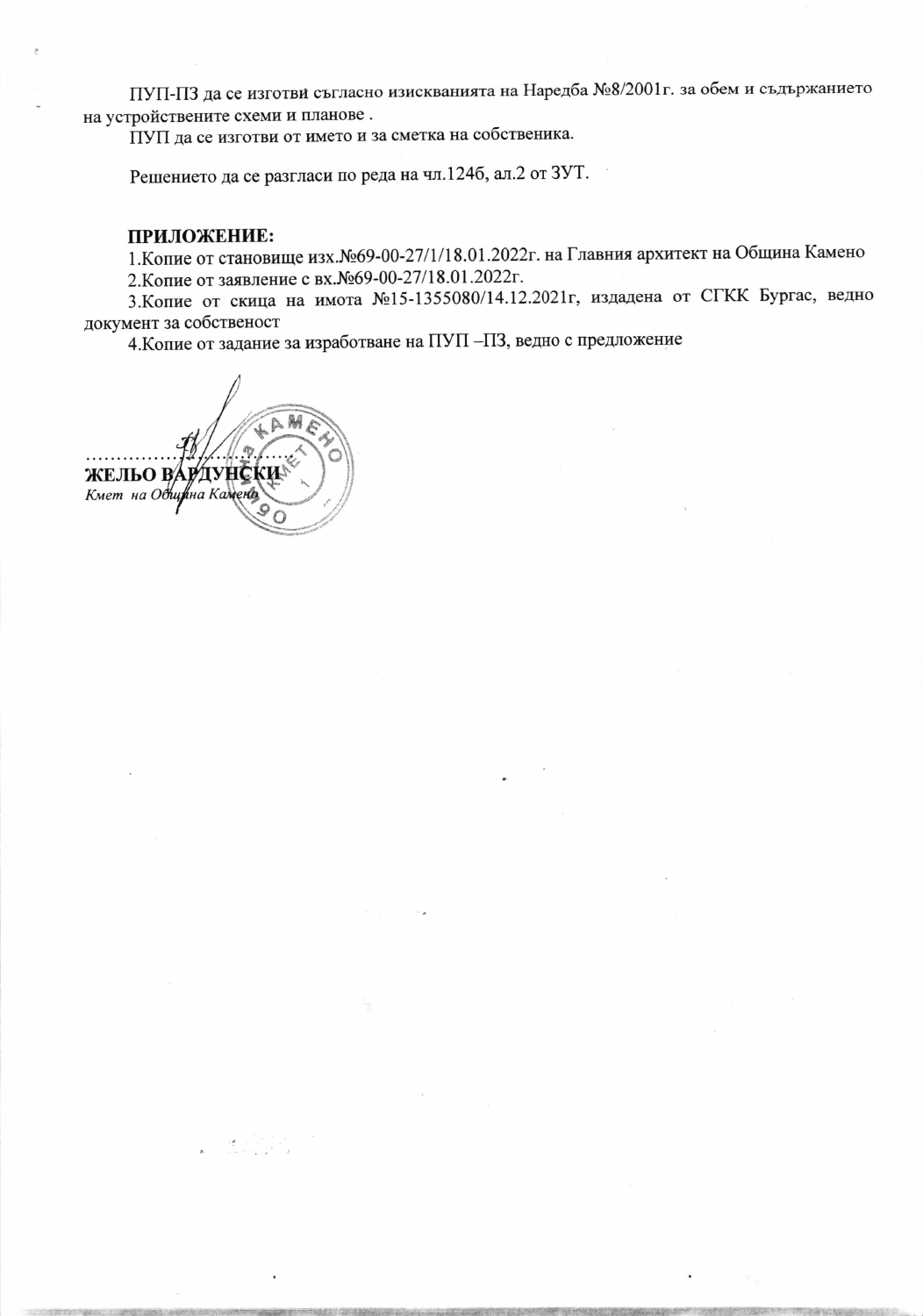ПУП-ПЗ да се изготви съгласно изискванията на Наредба №8/2001г. за обем и съдържанието на устройствените схеми и планове .

ПУП да се изготви от името и за сметка на собственика.

Решението да се разгласи по реда на чл.124б, ал.2 от ЗУТ.

**ПРИЛОЖЕНИЕ:**

1.Копие от становище изх.№69-00-27/1/18.01.2022г. на Главния архитект на Община Камено

2.Копие от заявление с вх.№69-00-27/18.01.2022г.

3.Копие от скица на имота №15-1355080/14.12.2021г, издадена от СГКК Бургас, ведно документ за собственост

4.Копие от задание за изработване на ПУП –ПЗ, ведно с предложение

…………………………………

**ЖЕЛЬО ВАРДУНСКИ**

*Кмет на Община Камено*